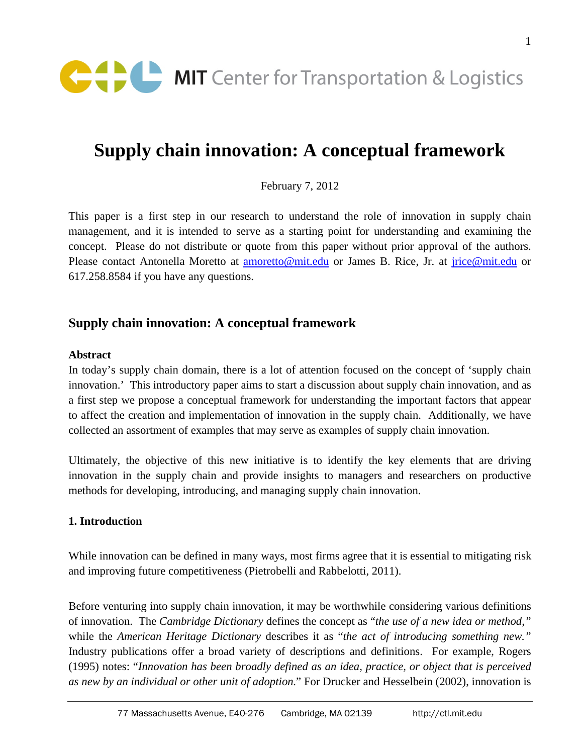MIT Center for Transportation & Logistics

# Supply chain innovation: A conceptual framework

February 7, 2012

This paper is a first step in our research to understand the role of innovation in supply chain management, and it is intended to serve as a starting point for understanding and examining the concept. Please do not distribute or quote from this paper without prior approval of the authors. Please contact Antonella Moretto at amoretto@mit.edu or James B. Rice, Jr. at jrice@mit.edu or 617.258.8584 if you have any questions.

## Supply chain innovation: A conceptual framework

### Abstract

In today's supply chain domain, there is a lot of attention focused on the concept of 'supply chain innovation.' This introductory paper aims to start a discussion about supply chain innovation, and as a first step we propose a conceptual framework for understanding the important factors that appear to affect the creation and implementation of innovation in the supply chain. Additionally, we have collected an assortment of examples that may serve as examples of supply chain innovation.

Ultimately, the objective of this new initiative is to identify the key elements that are driving innovation in the supply chain and provide insights to managers and researchers on productive methods for developing, introducing, and managing supply chain innovation.

### 1. Introduction

While innovation can be defined in many ways, most firms agree that it is essential to mitigating risk and improving future competitiveness (Pietrobelli and Rabbelotti, 2011).

Before venturing into supply chain innovation, it may be worthwhile considering various definitions of innovation. The *Cambridge Dictionary* defines the concept as "*the use of a new idea or method,*" while the *American Heritage Dictionary* describes it as "*the act of introducing something new.*" Industry publications offer a broad variety of descriptions and definitions. For example, Rogers (1995) notes: "*Innovation has been broadly defined as an idea, practice, or object that is perceived as new by an individual or other unit of adoption.*" For Drucker and Hesselbein (2002), innovation is

77 Massachusetts Avenue, E40-276 Cambridge, MA 02139 http://ctl.mit.edu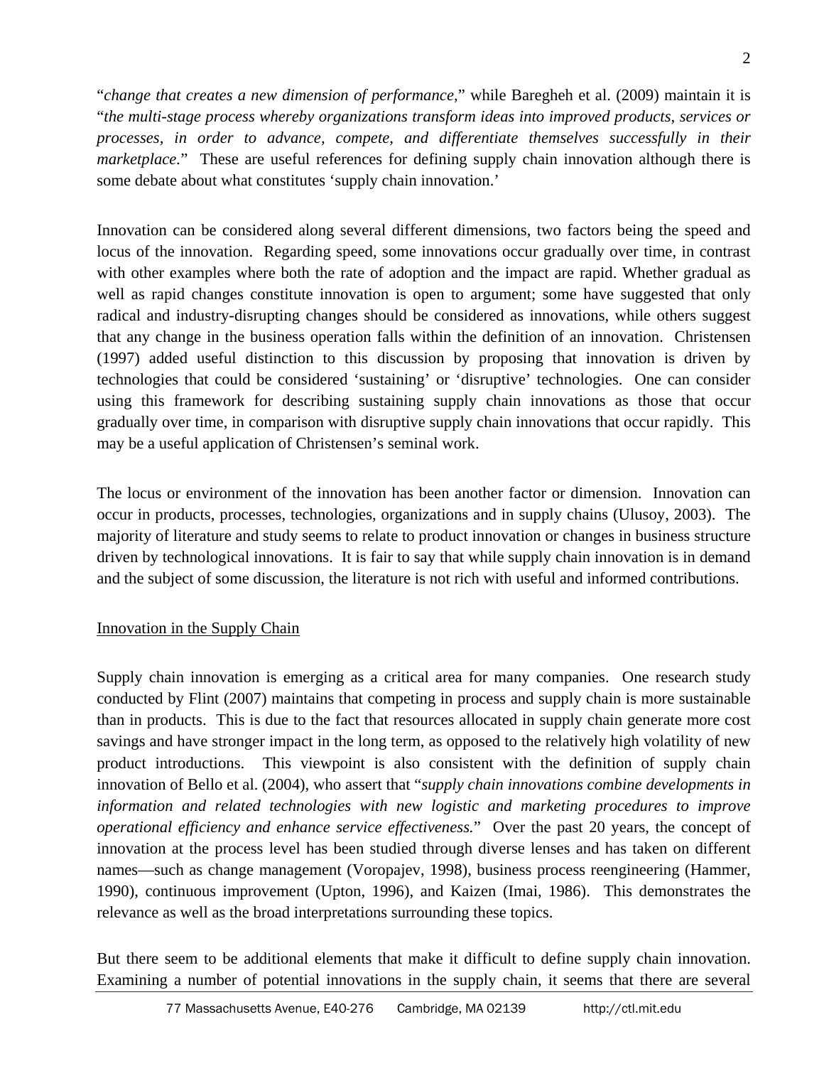"*change that creates a new dimension of performance*," while Baregheh et al. (2009) maintain it is "*the multi-stage process whereby organizations transform ideas into improved products, services or processes, in order to advance, compete, and differentiate themselves successfully in their marketplace*." These are useful references for defining supply chain innovation although there is some debate about what constitutes 'supply chain innovation.'

Innovation can be considered along several different dimensions, two factors being the speed and locus of the innovation. Regarding speed, some innovations occur gradually over time, in contrast with other examples where both the rate of adoption and the impact are rapid. Whether gradual as well as rapid changes constitute innovation is open to argument; some have suggested that only radical and industry-disrupting changes should be considered as innovations, while others suggest that any change in the business operation falls within the definition of an innovation. Christensen (1997) added useful distinction to this discussion by proposing that innovation is driven by technologies that could be considered 'sustaining' or 'disruptive' technologies. One can consider using this framework for describing sustaining supply chain innovations as those that occur gradually over time, in comparison with disruptive supply chain innovations that occur rapidly. This may be a useful application of Christensen's seminal work.

The locus or environment of the innovation has been another factor or dimension. Innovation can occur in products, processes, technologies, organizations and in supply chains (Ulusoy, 2003). The majority of literature and study seems to relate to product innovation or changes in business structure driven by technological innovations. It is fair to say that while supply chain innovation is in demand and the subject of some discussion, the literature is not rich with useful and informed contributions.

<u>Innovation in the Supply Chain</u>

Supply chain innovation is emerging as a critical area for many companies. One research study conducted by Flint (2007) maintains that competing in process and supply chain is more sustainable than in products. This is due to the fact that resources allocated in supply chain generate more cost savings and have stronger impact in the long term, as opposed to the relatively high volatility of new product introductions. This viewpoint is also consistent with the definition of supply chain innovation of Bello et al. (2004), who assert that "*supply chain innovations combine developments in information and related technologies with new logistic and marketing procedures to improve operational efficiency and enhance service effectiveness.*" Over the past 20 years, the concept of innovation at the process level has been studied through diverse lenses and has taken on different names—such as change management (Voropajev, 1998), business process reengineering (Hammer, 1990), continuous improvement (Upton, 1996), and Kaizen (Imai, 1986). This demonstrates the relevance as well as the broad interpretations surrounding these topics.

But there seem to be additional elements that make it difficult to define supply chain innovation. Examining a number of potential innovations in the supply chain, it seems that there are several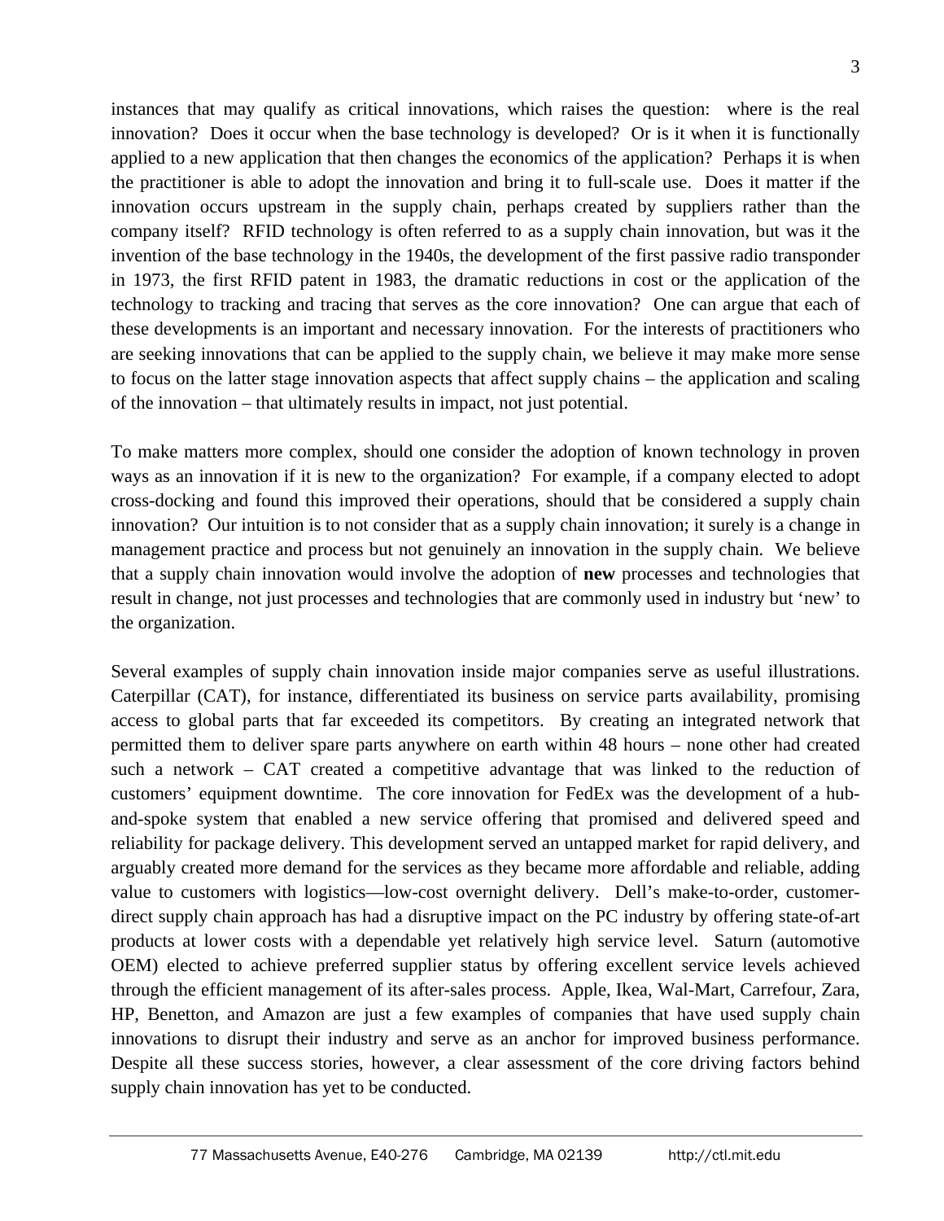instances that may qualify as critical innovations, which raises the question: where is the real innovation? Does it occur when the base technology is developed? Or is it when it is functionally applied to a new application that then changes the economics of the application? Perhaps it is when the practitioner is able to adopt the innovation and bring it to full-scale use. Does it matter if the innovation occurs upstream in the supply chain, perhaps created by suppliers rather than the company itself? RFID technology is often referred to as a supply chain innovation, but was it the invention of the base technology in the 1940s, the development of the first passive radio transponder in 1973, the first RFID patent in 1983, the dramatic reductions in cost or the application of the technology to tracking and tracing that serves as the core innovation? One can argue that each of these developments is an important and necessary innovation. For the interests of practitioners who are seeking innovations that can be applied to the supply chain, we believe it may make more sense to focus on the latter stage innovation aspects that affect supply chains – the application and scaling of the innovation – that ultimately results in impact, not just potential.

To make matters more complex, should one consider the adoption of known technology in proven ways as an innovation if it is new to the organization? For example, if a company elected to adopt cross-docking and found this improved their operations, should that be considered a supply chain innovation? Our intuition is to not consider that as a supply chain innovation; it surely is a change in management practice and process but not genuinely an innovation in the supply chain. We believe that a supply chain innovation would involve the adoption of **new** processes and technologies that result in change, not just processes and technologies that are commonly used in industry but 'new' to the organization.

Several examples of supply chain innovation inside major companies serve as useful illustrations. Caterpillar (CAT), for instance, differentiated its business on service parts availability, promising access to global parts that far exceeded its competitors. By creating an integrated network that permitted them to deliver spare parts anywhere on earth within 48 hours – none other had created such a network – CAT created a competitive advantage that was linked to the reduction of customers' equipment downtime. The core innovation for FedEx was the development of a hub-and-spoke system that enabled a new service offering that promised and delivered speed and reliability for package delivery. This development served an untapped market for rapid delivery, and arguably created more demand for the services as they became more affordable and reliable, adding value to customers with logistics—low-cost overnight delivery. Dell's make-to-order, customer-direct supply chain approach has had a disruptive impact on the PC industry by offering state-of-art products at lower costs with a dependable yet relatively high service level. Saturn (automotive OEM) elected to achieve preferred supplier status by offering excellent service levels achieved through the efficient management of its after-sales process. Apple, Ikea, Wal-Mart, Carrefour, Zara, HP, Benetton, and Amazon are just a few examples of companies that have used supply chain innovations to disrupt their industry and serve as an anchor for improved business performance. Despite all these success stories, however, a clear assessment of the core driving factors behind supply chain innovation has yet to be conducted.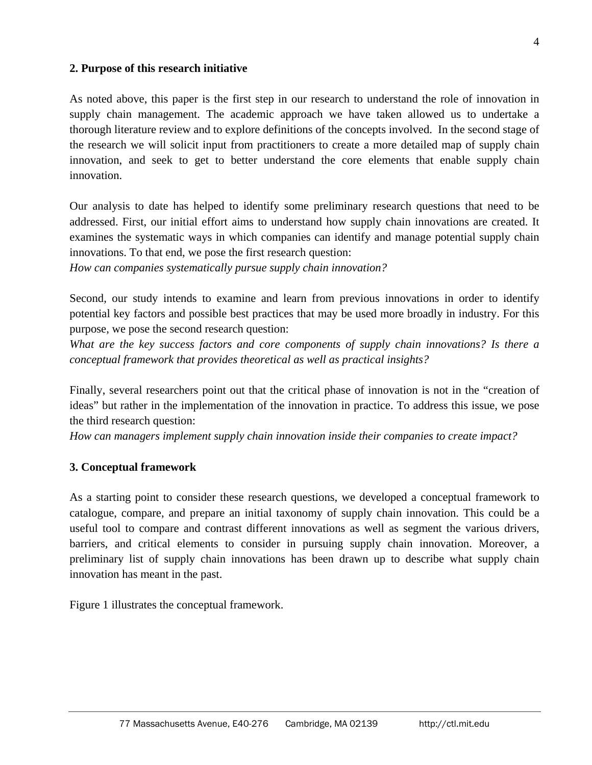## 2. Purpose of this research initiative

As noted above, this paper is the first step in our research to understand the role of innovation in supply chain management. The academic approach we have taken allowed us to undertake a thorough literature review and to explore definitions of the concepts involved. In the second stage of the research we will solicit input from practitioners to create a more detailed map of supply chain innovation, and seek to get to better understand the core elements that enable supply chain innovation.

Our analysis to date has helped to identify some preliminary research questions that need to be addressed. First, our initial effort aims to understand how supply chain innovations are created. It examines the systematic ways in which companies can identify and manage potential supply chain innovations. To that end, we pose the first research question:
*How can companies systematically pursue supply chain innovation?*

Second, our study intends to examine and learn from previous innovations in order to identify potential key factors and possible best practices that may be used more broadly in industry. For this purpose, we pose the second research question:
*What are the key success factors and core components of supply chain innovations? Is there a conceptual framework that provides theoretical as well as practical insights?*

Finally, several researchers point out that the critical phase of innovation is not in the "creation of ideas" but rather in the implementation of the innovation in practice. To address this issue, we pose the third research question:
*How can managers implement supply chain innovation inside their companies to create impact?*

## 3. Conceptual framework

As a starting point to consider these research questions, we developed a conceptual framework to catalogue, compare, and prepare an initial taxonomy of supply chain innovation. This could be a useful tool to compare and contrast different innovations as well as segment the various drivers, barriers, and critical elements to consider in pursuing supply chain innovation. Moreover, a preliminary list of supply chain innovations has been drawn up to describe what supply chain innovation has meant in the past.

Figure 1 illustrates the conceptual framework.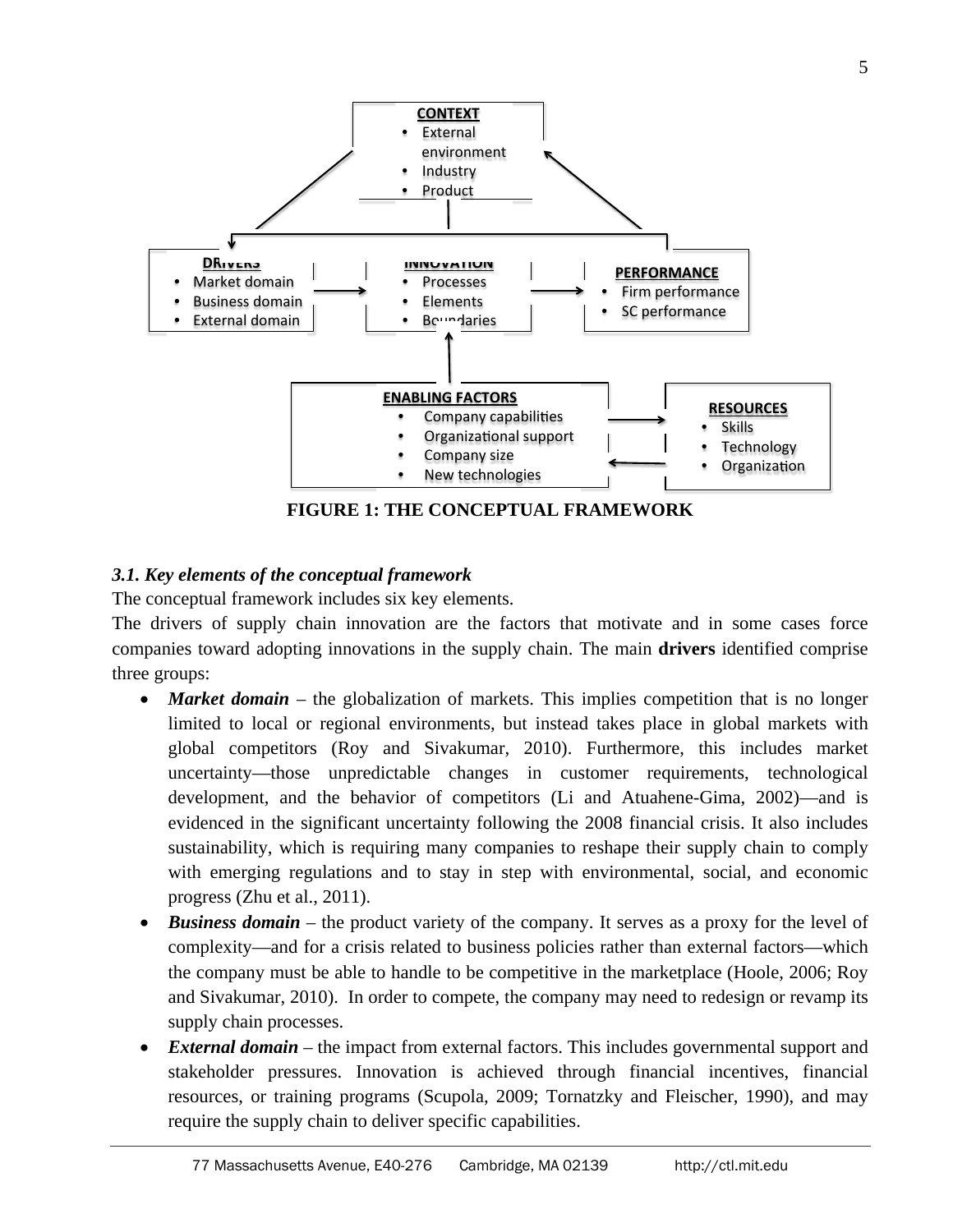**CONTEXT**
- External environment
- Industry
- Product

**DRIVERS**
- Market domain
- Business domain
- External domain

**INNOVATION**
- Processes
- Elements
- Boundaries

**PERFORMANCE**
- Firm performance
- SC performance

**ENABLING FACTORS**
- Company capabilities
- Organizational support
- Company size
- New technologies

**RESOURCES**
- Skills
- Technology
- Organization

**FIGURE 1: THE CONCEPTUAL FRAMEWORK**

### *3.1. Key elements of the conceptual framework*

The conceptual framework includes six key elements.

The drivers of supply chain innovation are the factors that motivate and in some cases force companies toward adopting innovations in the supply chain. The main **drivers** identified comprise three groups:

- ***Market domain*** – the globalization of markets. This implies competition that is no longer limited to local or regional environments, but instead takes place in global markets with global competitors (Roy and Sivakumar, 2010). Furthermore, this includes market uncertainty—those unpredictable changes in customer requirements, technological development, and the behavior of competitors (Li and Atuahene-Gima, 2002)—and is evidenced in the significant uncertainty following the 2008 financial crisis. It also includes sustainability, which is requiring many companies to reshape their supply chain to comply with emerging regulations and to stay in step with environmental, social, and economic progress (Zhu et al., 2011).
- ***Business domain*** – the product variety of the company. It serves as a proxy for the level of complexity—and for a crisis related to business policies rather than external factors—which the company must be able to handle to be competitive in the marketplace (Hoole, 2006; Roy and Sivakumar, 2010). In order to compete, the company may need to redesign or revamp its supply chain processes.
- ***External domain*** – the impact from external factors. This includes governmental support and stakeholder pressures. Innovation is achieved through financial incentives, financial resources, or training programs (Scupola, 2009; Tornatzky and Fleischer, 1990), and may require the supply chain to deliver specific capabilities.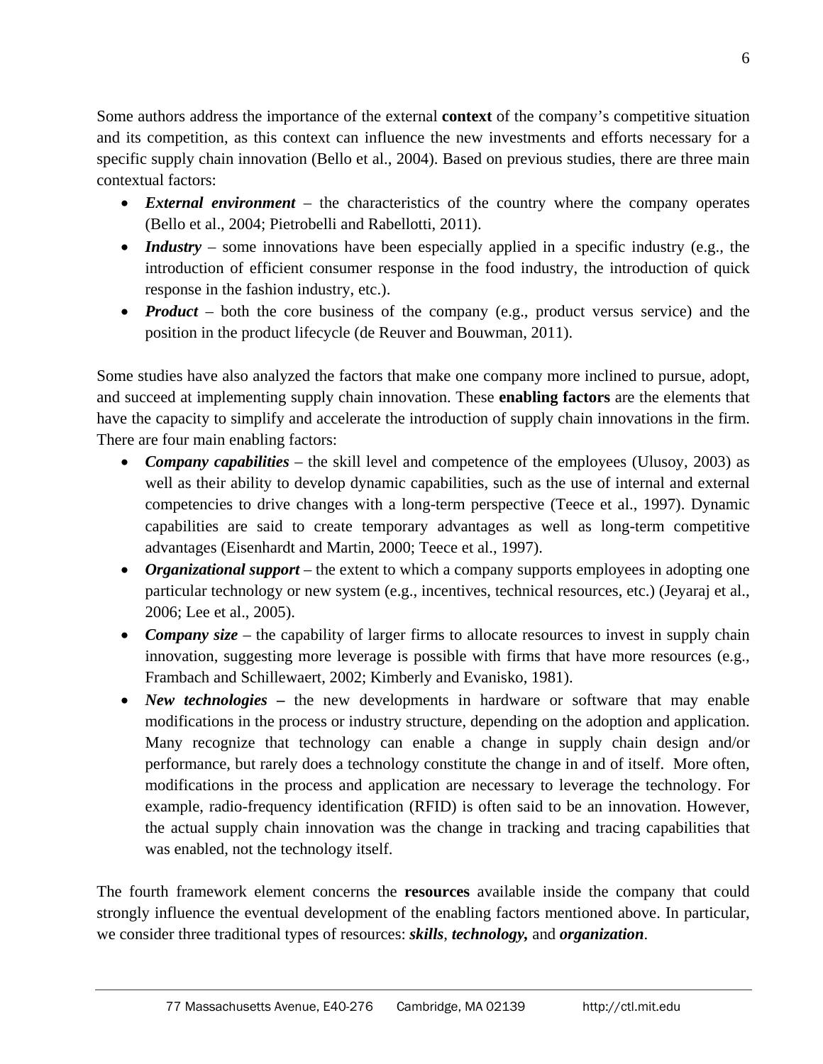Some authors address the importance of the external **context** of the company's competitive situation and its competition, as this context can influence the new investments and efforts necessary for a specific supply chain innovation (Bello et al., 2004). Based on previous studies, there are three main contextual factors:

- ***External environment*** – the characteristics of the country where the company operates (Bello et al., 2004; Pietrobelli and Rabellotti, 2011).
- ***Industry*** – some innovations have been especially applied in a specific industry (e.g., the introduction of efficient consumer response in the food industry, the introduction of quick response in the fashion industry, etc.).
- ***Product*** – both the core business of the company (e.g., product versus service) and the position in the product lifecycle (de Reuver and Bouwman, 2011).

Some studies have also analyzed the factors that make one company more inclined to pursue, adopt, and succeed at implementing supply chain innovation. These **enabling factors** are the elements that have the capacity to simplify and accelerate the introduction of supply chain innovations in the firm. There are four main enabling factors:

- ***Company capabilities*** – the skill level and competence of the employees (Ulusoy, 2003) as well as their ability to develop dynamic capabilities, such as the use of internal and external competencies to drive changes with a long-term perspective (Teece et al., 1997). Dynamic capabilities are said to create temporary advantages as well as long-term competitive advantages (Eisenhardt and Martin, 2000; Teece et al., 1997).
- ***Organizational support*** – the extent to which a company supports employees in adopting one particular technology or new system (e.g., incentives, technical resources, etc.) (Jeyaraj et al., 2006; Lee et al., 2005).
- ***Company size*** – the capability of larger firms to allocate resources to invest in supply chain innovation, suggesting more leverage is possible with firms that have more resources (e.g., Frambach and Schillewaert, 2002; Kimberly and Evanisko, 1981).
- ***New technologies –*** the new developments in hardware or software that may enable modifications in the process or industry structure, depending on the adoption and application. Many recognize that technology can enable a change in supply chain design and/or performance, but rarely does a technology constitute the change in and of itself. More often, modifications in the process and application are necessary to leverage the technology. For example, radio-frequency identification (RFID) is often said to be an innovation. However, the actual supply chain innovation was the change in tracking and tracing capabilities that was enabled, not the technology itself.

The fourth framework element concerns the **resources** available inside the company that could strongly influence the eventual development of the enabling factors mentioned above. In particular, we consider three traditional types of resources: ***skills***, ***technology,*** and ***organization***.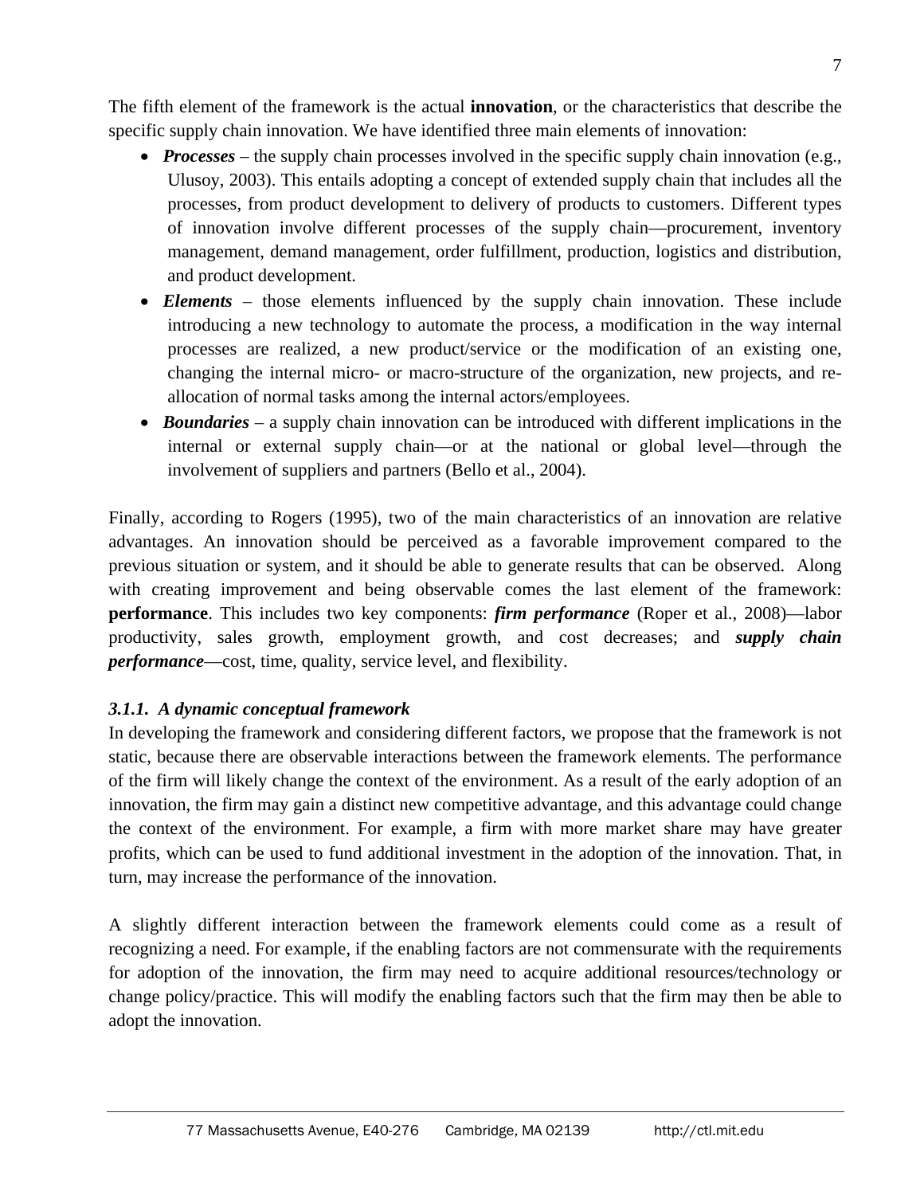The fifth element of the framework is the actual **innovation**, or the characteristics that describe the specific supply chain innovation. We have identified three main elements of innovation:

- ***Processes*** – the supply chain processes involved in the specific supply chain innovation (e.g., Ulusoy, 2003). This entails adopting a concept of extended supply chain that includes all the processes, from product development to delivery of products to customers. Different types of innovation involve different processes of the supply chain—procurement, inventory management, demand management, order fulfillment, production, logistics and distribution, and product development.
- ***Elements*** – those elements influenced by the supply chain innovation. These include introducing a new technology to automate the process, a modification in the way internal processes are realized, a new product/service or the modification of an existing one, changing the internal micro- or macro-structure of the organization, new projects, and re-allocation of normal tasks among the internal actors/employees.
- ***Boundaries*** – a supply chain innovation can be introduced with different implications in the internal or external supply chain—or at the national or global level—through the involvement of suppliers and partners (Bello et al., 2004).

Finally, according to Rogers (1995), two of the main characteristics of an innovation are relative advantages. An innovation should be perceived as a favorable improvement compared to the previous situation or system, and it should be able to generate results that can be observed. Along with creating improvement and being observable comes the last element of the framework: **performance**. This includes two key components: ***firm performance*** (Roper et al., 2008)—labor productivity, sales growth, employment growth, and cost decreases; and ***supply chain performance***—cost, time, quality, service level, and flexibility.

### *3.1.1. A dynamic conceptual framework*

In developing the framework and considering different factors, we propose that the framework is not static, because there are observable interactions between the framework elements. The performance of the firm will likely change the context of the environment. As a result of the early adoption of an innovation, the firm may gain a distinct new competitive advantage, and this advantage could change the context of the environment. For example, a firm with more market share may have greater profits, which can be used to fund additional investment in the adoption of the innovation. That, in turn, may increase the performance of the innovation.

A slightly different interaction between the framework elements could come as a result of recognizing a need. For example, if the enabling factors are not commensurate with the requirements for adoption of the innovation, the firm may need to acquire additional resources/technology or change policy/practice. This will modify the enabling factors such that the firm may then be able to adopt the innovation.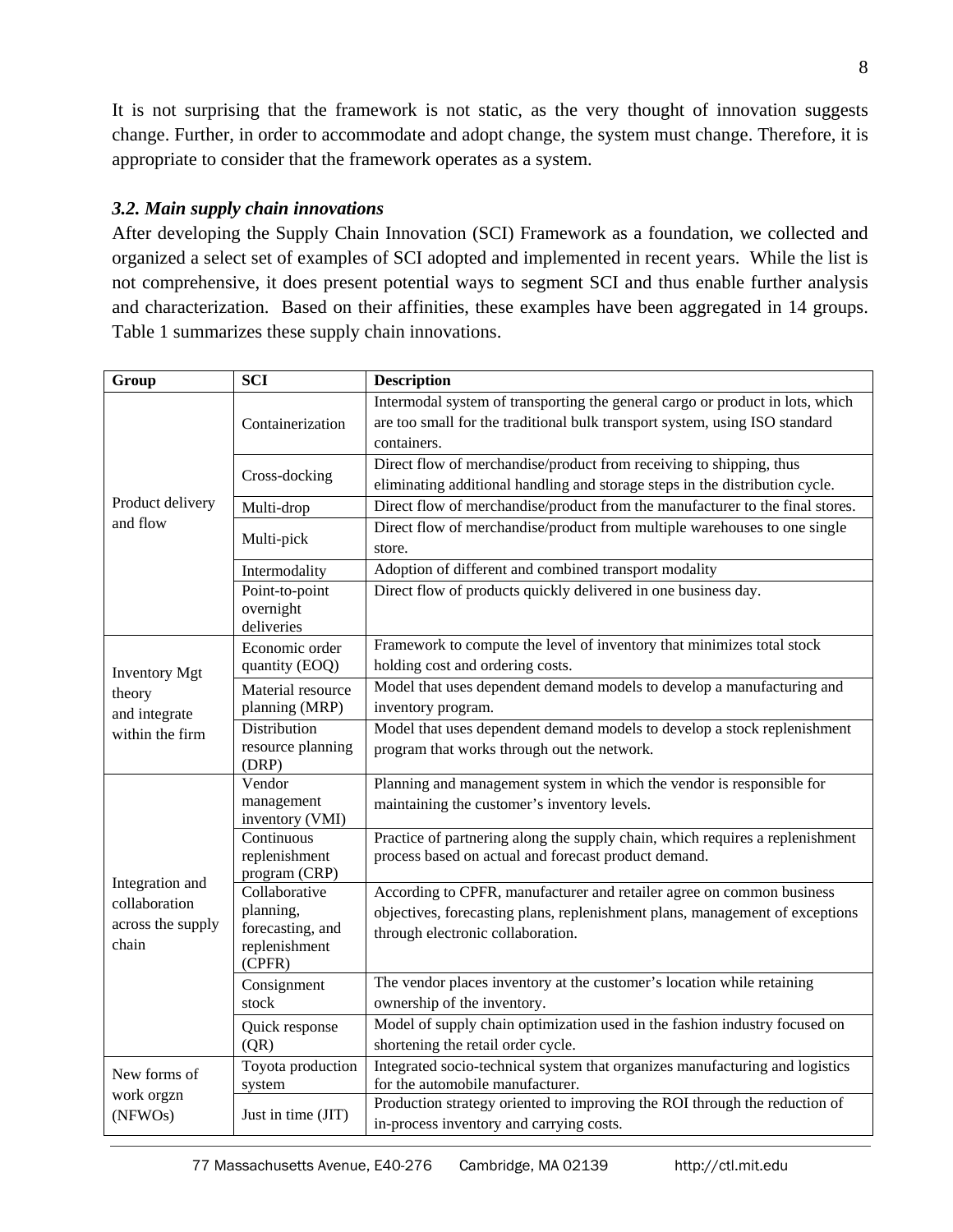It is not surprising that the framework is not static, as the very thought of innovation suggests change. Further, in order to accommodate and adopt change, the system must change. Therefore, it is appropriate to consider that the framework operates as a system.

### *3.2. Main supply chain innovations*

After developing the Supply Chain Innovation (SCI) Framework as a foundation, we collected and organized a select set of examples of SCI adopted and implemented in recent years. While the list is not comprehensive, it does present potential ways to segment SCI and thus enable further analysis and characterization. Based on their affinities, these examples have been aggregated in 14 groups. Table 1 summarizes these supply chain innovations.

| Group | SCI | Description |
|---|---|---|
| Product delivery and flow | Containerization | Intermodal system of transporting the general cargo or product in lots, which are too small for the traditional bulk transport system, using ISO standard containers. |
| | Cross-docking | Direct flow of merchandise/product from receiving to shipping, thus eliminating additional handling and storage steps in the distribution cycle. |
| | Multi-drop | Direct flow of merchandise/product from the manufacturer to the final stores. |
| | Multi-pick | Direct flow of merchandise/product from multiple warehouses to one single store. |
| | Intermodality | Adoption of different and combined transport modality |
| | Point-to-point overnight deliveries | Direct flow of products quickly delivered in one business day. |
| Inventory Mgt theory and integrate within the firm | Economic order quantity (EOQ) | Framework to compute the level of inventory that minimizes total stock holding cost and ordering costs. |
| | Material resource planning (MRP) | Model that uses dependent demand models to develop a manufacturing and inventory program. |
| | Distribution resource planning (DRP) | Model that uses dependent demand models to develop a stock replenishment program that works through out the network. |
| Integration and collaboration across the supply chain | Vendor management inventory (VMI) | Planning and management system in which the vendor is responsible for maintaining the customer's inventory levels. |
| | Continuous replenishment program (CRP) | Practice of partnering along the supply chain, which requires a replenishment process based on actual and forecast product demand. |
| | Collaborative planning, forecasting, and replenishment (CPFR) | According to CPFR, manufacturer and retailer agree on common business objectives, forecasting plans, replenishment plans, management of exceptions through electronic collaboration. |
| | Consignment stock | The vendor places inventory at the customer's location while retaining ownership of the inventory. |
| | Quick response (QR) | Model of supply chain optimization used in the fashion industry focused on shortening the retail order cycle. |
| New forms of work orgzn (NFWOs) | Toyota production system | Integrated socio-technical system that organizes manufacturing and logistics for the automobile manufacturer. |
| | Just in time (JIT) | Production strategy oriented to improving the ROI through the reduction of in-process inventory and carrying costs. |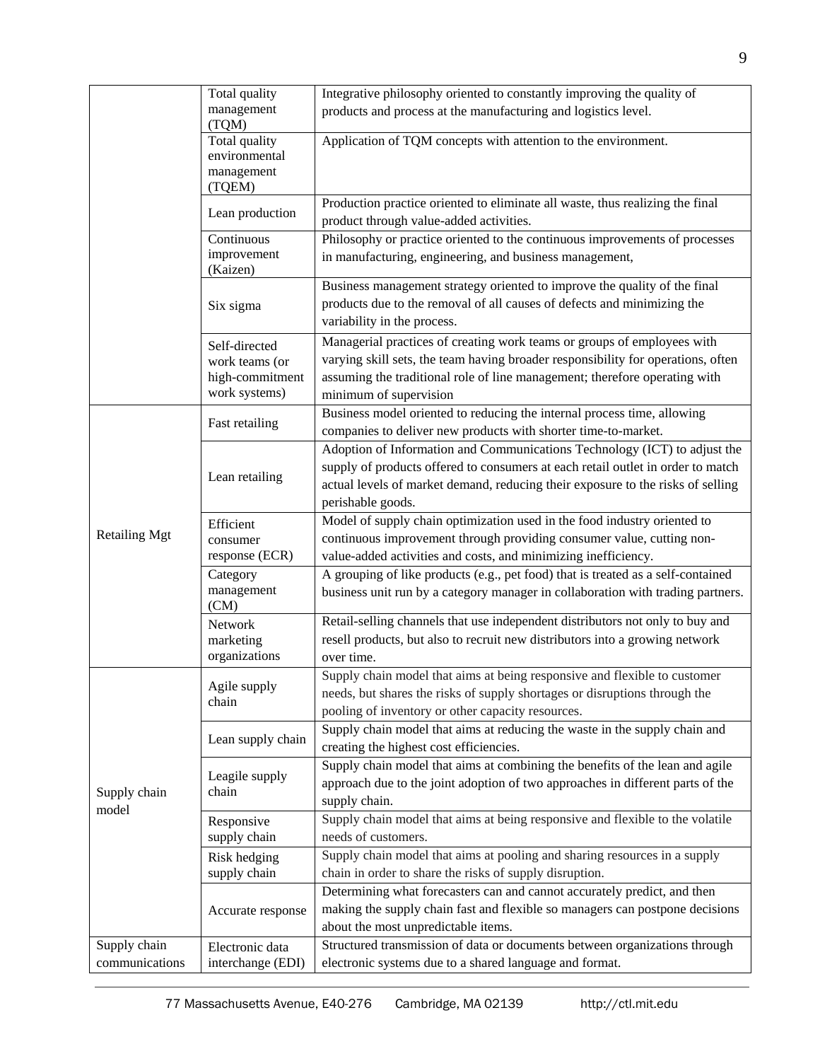| | | |
|---|---|---|
| | Total quality management (TQM) | Integrative philosophy oriented to constantly improving the quality of products and process at the manufacturing and logistics level. |
| | Total quality environmental management (TQEM) | Application of TQM concepts with attention to the environment. |
| | Lean production | Production practice oriented to eliminate all waste, thus realizing the final product through value-added activities. |
| | Continuous improvement (Kaizen) | Philosophy or practice oriented to the continuous improvements of processes in manufacturing, engineering, and business management, |
| | Six sigma | Business management strategy oriented to improve the quality of the final products due to the removal of all causes of defects and minimizing the variability in the process. |
| | Self-directed work teams (or high-commitment work systems) | Managerial practices of creating work teams or groups of employees with varying skill sets, the team having broader responsibility for operations, often assuming the traditional role of line management; therefore operating with minimum of supervision |
| Retailing Mgt | Fast retailing | Business model oriented to reducing the internal process time, allowing companies to deliver new products with shorter time-to-market. |
| | Lean retailing | Adoption of Information and Communications Technology (ICT) to adjust the supply of products offered to consumers at each retail outlet in order to match actual levels of market demand, reducing their exposure to the risks of selling perishable goods. |
| | Efficient consumer response (ECR) | Model of supply chain optimization used in the food industry oriented to continuous improvement through providing consumer value, cutting non-value-added activities and costs, and minimizing inefficiency. |
| | Category management (CM) | A grouping of like products (e.g., pet food) that is treated as a self-contained business unit run by a category manager in collaboration with trading partners. |
| | Network marketing organizations | Retail-selling channels that use independent distributors not only to buy and resell products, but also to recruit new distributors into a growing network over time. |
| Supply chain model | Agile supply chain | Supply chain model that aims at being responsive and flexible to customer needs, but shares the risks of supply shortages or disruptions through the pooling of inventory or other capacity resources. |
| | Lean supply chain | Supply chain model that aims at reducing the waste in the supply chain and creating the highest cost efficiencies. |
| | Leagile supply chain | Supply chain model that aims at combining the benefits of the lean and agile approach due to the joint adoption of two approaches in different parts of the supply chain. |
| | Responsive supply chain | Supply chain model that aims at being responsive and flexible to the volatile needs of customers. |
| | Risk hedging supply chain | Supply chain model that aims at pooling and sharing resources in a supply chain in order to share the risks of supply disruption. |
| | Accurate response | Determining what forecasters can and cannot accurately predict, and then making the supply chain fast and flexible so managers can postpone decisions about the most unpredictable items. |
| Supply chain communications | Electronic data interchange (EDI) | Structured transmission of data or documents between organizations through electronic systems due to a shared language and format. |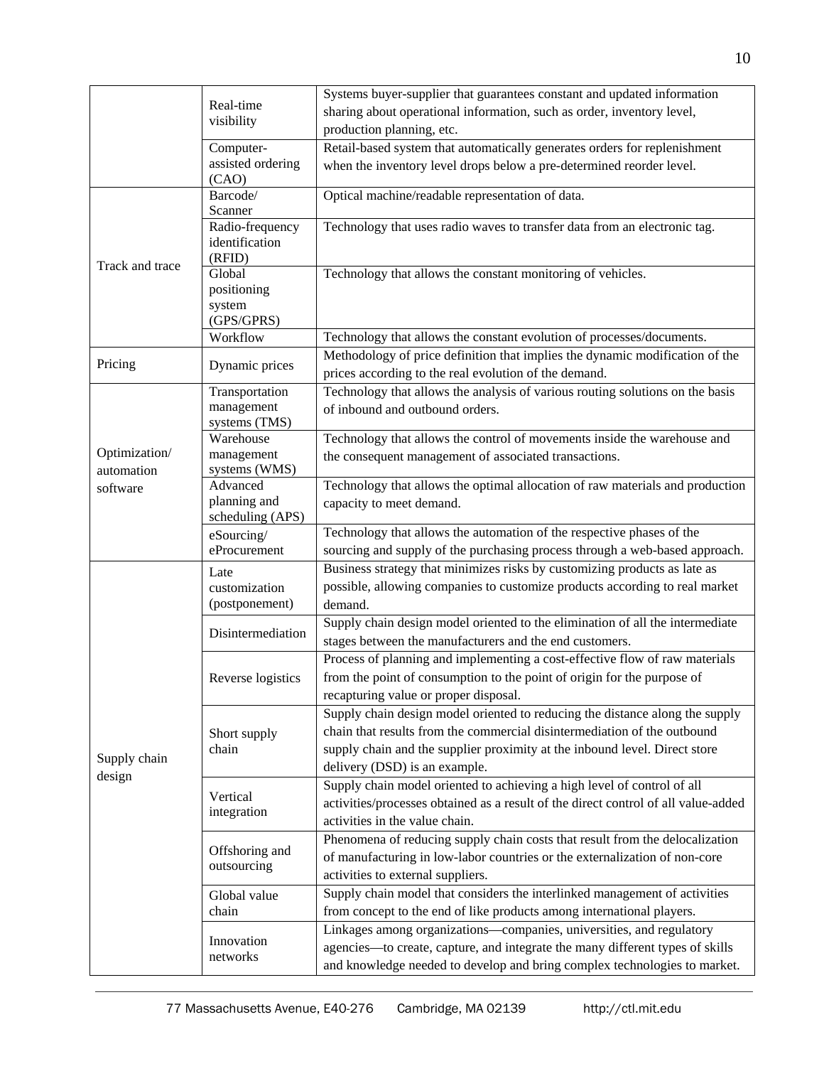| | | |
|---|---|---|
| | Real-time visibility | Systems buyer-supplier that guarantees constant and updated information sharing about operational information, such as order, inventory level, production planning, etc. |
| | Computer-assisted ordering (CAO) | Retail-based system that automatically generates orders for replenishment when the inventory level drops below a pre-determined reorder level. |
| Track and trace | Barcode/ Scanner | Optical machine/readable representation of data. |
| | Radio-frequency identification (RFID) | Technology that uses radio waves to transfer data from an electronic tag. |
| | Global positioning system (GPS/GPRS) | Technology that allows the constant monitoring of vehicles. |
| | Workflow | Technology that allows the constant evolution of processes/documents. |
| Pricing | Dynamic prices | Methodology of price definition that implies the dynamic modification of the prices according to the real evolution of the demand. |
| Optimization/ automation software | Transportation management systems (TMS) | Technology that allows the analysis of various routing solutions on the basis of inbound and outbound orders. |
| | Warehouse management systems (WMS) | Technology that allows the control of movements inside the warehouse and the consequent management of associated transactions. |
| | Advanced planning and scheduling (APS) | Technology that allows the optimal allocation of raw materials and production capacity to meet demand. |
| | eSourcing/ eProcurement | Technology that allows the automation of the respective phases of the sourcing and supply of the purchasing process through a web-based approach. |
| Supply chain design | Late customization (postponement) | Business strategy that minimizes risks by customizing products as late as possible, allowing companies to customize products according to real market demand. |
| | Disintermediation | Supply chain design model oriented to the elimination of all the intermediate stages between the manufacturers and the end customers. |
| | Reverse logistics | Process of planning and implementing a cost-effective flow of raw materials from the point of consumption to the point of origin for the purpose of recapturing value or proper disposal. |
| | Short supply chain | Supply chain design model oriented to reducing the distance along the supply chain that results from the commercial disintermediation of the outbound supply chain and the supplier proximity at the inbound level. Direct store delivery (DSD) is an example. |
| | Vertical integration | Supply chain model oriented to achieving a high level of control of all activities/processes obtained as a result of the direct control of all value-added activities in the value chain. |
| | Offshoring and outsourcing | Phenomena of reducing supply chain costs that result from the delocalization of manufacturing in low-labor countries or the externalization of non-core activities to external suppliers. |
| | Global value chain | Supply chain model that considers the interlinked management of activities from concept to the end of like products among international players. |
| | Innovation networks | Linkages among organizations—companies, universities, and regulatory agencies—to create, capture, and integrate the many different types of skills and knowledge needed to develop and bring complex technologies to market. |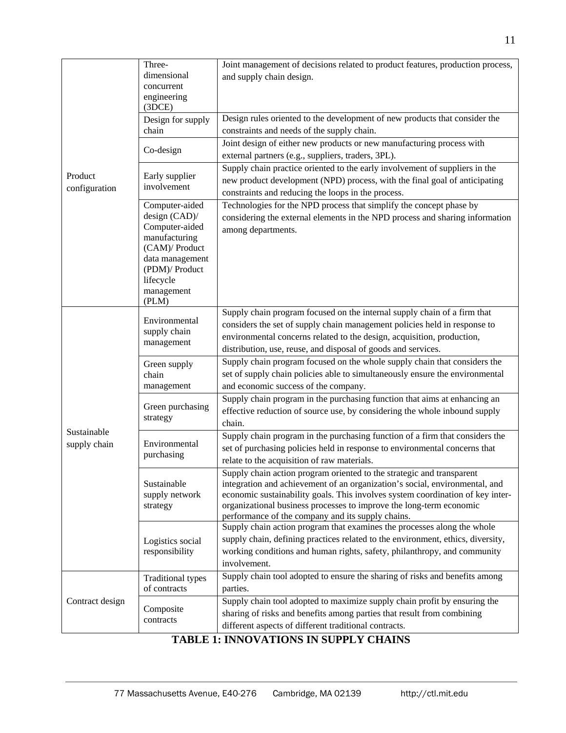| | | |
|---|---|---|
| Product configuration | Three-dimensional concurrent engineering (3DCE) | Joint management of decisions related to product features, production process, and supply chain design. |
| | Design for supply chain | Design rules oriented to the development of new products that consider the constraints and needs of the supply chain. |
| | Co-design | Joint design of either new products or new manufacturing process with external partners (e.g., suppliers, traders, 3PL). |
| | Early supplier involvement | Supply chain practice oriented to the early involvement of suppliers in the new product development (NPD) process, with the final goal of anticipating constraints and reducing the loops in the process. |
| | Computer-aided design (CAD)/ Computer-aided manufacturing (CAM)/ Product data management (PDM)/ Product lifecycle management (PLM) | Technologies for the NPD process that simplify the concept phase by considering the external elements in the NPD process and sharing information among departments. |
| Sustainable supply chain | Environmental supply chain management | Supply chain program focused on the internal supply chain of a firm that considers the set of supply chain management policies held in response to environmental concerns related to the design, acquisition, production, distribution, use, reuse, and disposal of goods and services. |
| | Green supply chain management | Supply chain program focused on the whole supply chain that considers the set of supply chain policies able to simultaneously ensure the environmental and economic success of the company. |
| | Green purchasing strategy | Supply chain program in the purchasing function that aims at enhancing an effective reduction of source use, by considering the whole inbound supply chain. |
| | Environmental purchasing | Supply chain program in the purchasing function of a firm that considers the set of purchasing policies held in response to environmental concerns that relate to the acquisition of raw materials. |
| | Sustainable supply network strategy | Supply chain action program oriented to the strategic and transparent integration and achievement of an organization's social, environmental, and economic sustainability goals. This involves system coordination of key inter-organizational business processes to improve the long-term economic performance of the company and its supply chains. |
| | Logistics social responsibility | Supply chain action program that examines the processes along the whole supply chain, defining practices related to the environment, ethics, diversity, working conditions and human rights, safety, philanthropy, and community involvement. |
| Contract design | Traditional types of contracts | Supply chain tool adopted to ensure the sharing of risks and benefits among parties. |
| | Composite contracts | Supply chain tool adopted to maximize supply chain profit by ensuring the sharing of risks and benefits among parties that result from combining different aspects of different traditional contracts. |

**TABLE 1: INNOVATIONS IN SUPPLY CHAINS**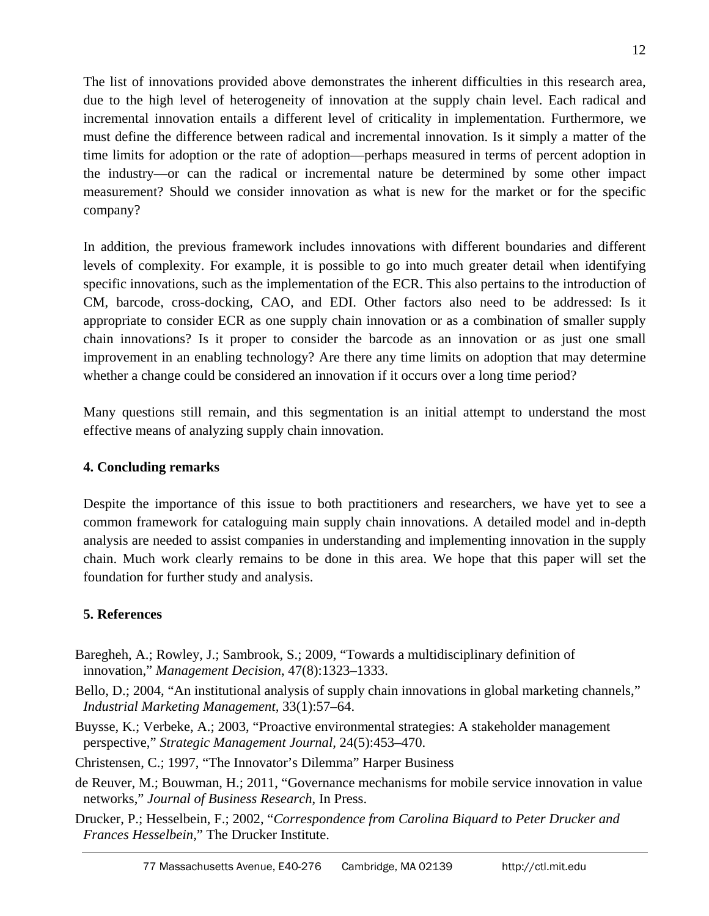The list of innovations provided above demonstrates the inherent difficulties in this research area, due to the high level of heterogeneity of innovation at the supply chain level. Each radical and incremental innovation entails a different level of criticality in implementation. Furthermore, we must define the difference between radical and incremental innovation. Is it simply a matter of the time limits for adoption or the rate of adoption—perhaps measured in terms of percent adoption in the industry—or can the radical or incremental nature be determined by some other impact measurement? Should we consider innovation as what is new for the market or for the specific company?

In addition, the previous framework includes innovations with different boundaries and different levels of complexity. For example, it is possible to go into much greater detail when identifying specific innovations, such as the implementation of the ECR. This also pertains to the introduction of CM, barcode, cross-docking, CAO, and EDI. Other factors also need to be addressed: Is it appropriate to consider ECR as one supply chain innovation or as a combination of smaller supply chain innovations? Is it proper to consider the barcode as an innovation or as just one small improvement in an enabling technology? Are there any time limits on adoption that may determine whether a change could be considered an innovation if it occurs over a long time period?

Many questions still remain, and this segmentation is an initial attempt to understand the most effective means of analyzing supply chain innovation.

## 4. Concluding remarks

Despite the importance of this issue to both practitioners and researchers, we have yet to see a common framework for cataloguing main supply chain innovations. A detailed model and in-depth analysis are needed to assist companies in understanding and implementing innovation in the supply chain. Much work clearly remains to be done in this area. We hope that this paper will set the foundation for further study and analysis.

## 5. References

Baregheh, A.; Rowley, J.; Sambrook, S.; 2009, "Towards a multidisciplinary definition of innovation," *Management Decision*, 47(8):1323–1333.

Bello, D.; 2004, "An institutional analysis of supply chain innovations in global marketing channels," *Industrial Marketing Management,* 33(1):57–64.

Buysse, K.; Verbeke, A.; 2003, "Proactive environmental strategies: A stakeholder management perspective," *Strategic Management Journal*, 24(5):453–470.

Christensen, C.; 1997, "The Innovator's Dilemma" Harper Business

de Reuver, M.; Bouwman, H.; 2011, "Governance mechanisms for mobile service innovation in value networks," *Journal of Business Research*, In Press.

Drucker, P.; Hesselbein, F.; 2002, "*Correspondence from Carolina Biquard to Peter Drucker and Frances Hesselbein,*" The Drucker Institute.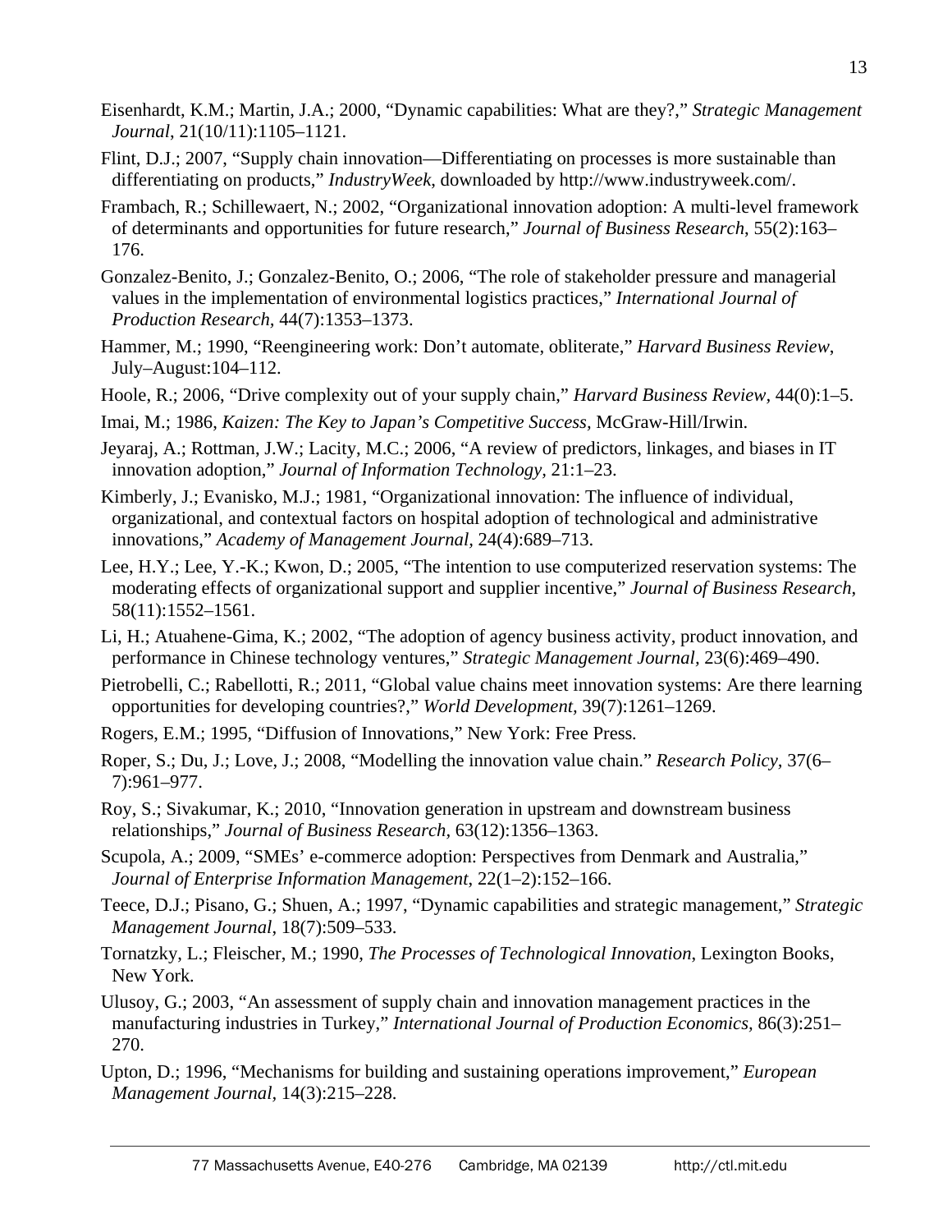Eisenhardt, K.M.; Martin, J.A.; 2000, "Dynamic capabilities: What are they?," *Strategic Management Journal*, 21(10/11):1105–1121.

Flint, D.J.; 2007, "Supply chain innovation—Differentiating on processes is more sustainable than differentiating on products," *IndustryWeek*, downloaded by http://www.industryweek.com/.

Frambach, R.; Schillewaert, N.; 2002, "Organizational innovation adoption: A multi-level framework of determinants and opportunities for future research," *Journal of Business Research*, 55(2):163–176.

Gonzalez-Benito, J.; Gonzalez-Benito, O.; 2006, "The role of stakeholder pressure and managerial values in the implementation of environmental logistics practices," *International Journal of Production Research*, 44(7):1353–1373.

Hammer, M.; 1990, "Reengineering work: Don't automate, obliterate," *Harvard Business Review*, July–August:104–112.

Hoole, R.; 2006, "Drive complexity out of your supply chain," *Harvard Business Review*, 44(0):1–5.

Imai, M.; 1986, *Kaizen: The Key to Japan's Competitive Success*, McGraw-Hill/Irwin.

Jeyaraj, A.; Rottman, J.W.; Lacity, M.C.; 2006, "A review of predictors, linkages, and biases in IT innovation adoption," *Journal of Information Technology*, 21:1–23.

Kimberly, J.; Evanisko, M.J.; 1981, "Organizational innovation: The influence of individual, organizational, and contextual factors on hospital adoption of technological and administrative innovations," *Academy of Management Journal*, 24(4):689–713.

Lee, H.Y.; Lee, Y.-K.; Kwon, D.; 2005, "The intention to use computerized reservation systems: The moderating effects of organizational support and supplier incentive," *Journal of Business Research*, 58(11):1552–1561.

Li, H.; Atuahene-Gima, K.; 2002, "The adoption of agency business activity, product innovation, and performance in Chinese technology ventures," *Strategic Management Journal*, 23(6):469–490.

Pietrobelli, C.; Rabellotti, R.; 2011, "Global value chains meet innovation systems: Are there learning opportunities for developing countries?," *World Development*, 39(7):1261–1269.

Rogers, E.M.; 1995, "Diffusion of Innovations," New York: Free Press.

Roper, S.; Du, J.; Love, J.; 2008, "Modelling the innovation value chain." *Research Policy*, 37(6–7):961–977.

Roy, S.; Sivakumar, K.; 2010, "Innovation generation in upstream and downstream business relationships," *Journal of Business Research*, 63(12):1356–1363.

Scupola, A.; 2009, "SMEs' e-commerce adoption: Perspectives from Denmark and Australia," *Journal of Enterprise Information Management*, 22(1–2):152–166.

Teece, D.J.; Pisano, G.; Shuen, A.; 1997, "Dynamic capabilities and strategic management," *Strategic Management Journal*, 18(7):509–533.

Tornatzky, L.; Fleischer, M.; 1990, *The Processes of Technological Innovation*, Lexington Books, New York.

Ulusoy, G.; 2003, "An assessment of supply chain and innovation management practices in the manufacturing industries in Turkey," *International Journal of Production Economics*, 86(3):251–270.

Upton, D.; 1996, "Mechanisms for building and sustaining operations improvement," *European Management Journal*, 14(3):215–228.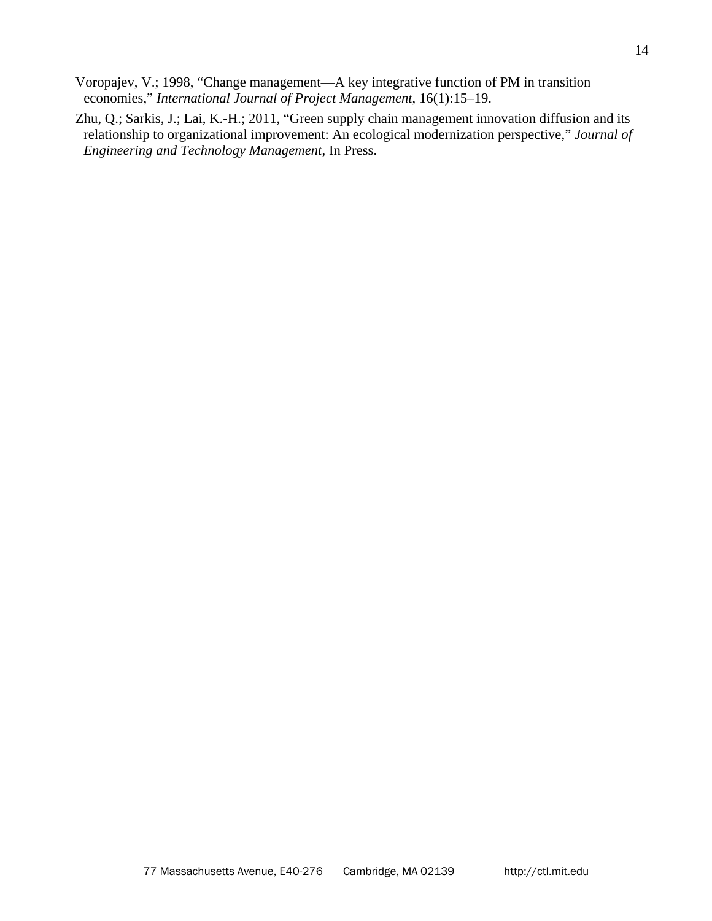Voropajev, V.; 1998, "Change management—A key integrative function of PM in transition economies," *International Journal of Project Management*, 16(1):15–19.

Zhu, Q.; Sarkis, J.; Lai, K.-H.; 2011, "Green supply chain management innovation diffusion and its relationship to organizational improvement: An ecological modernization perspective," *Journal of Engineering and Technology Management,* In Press.